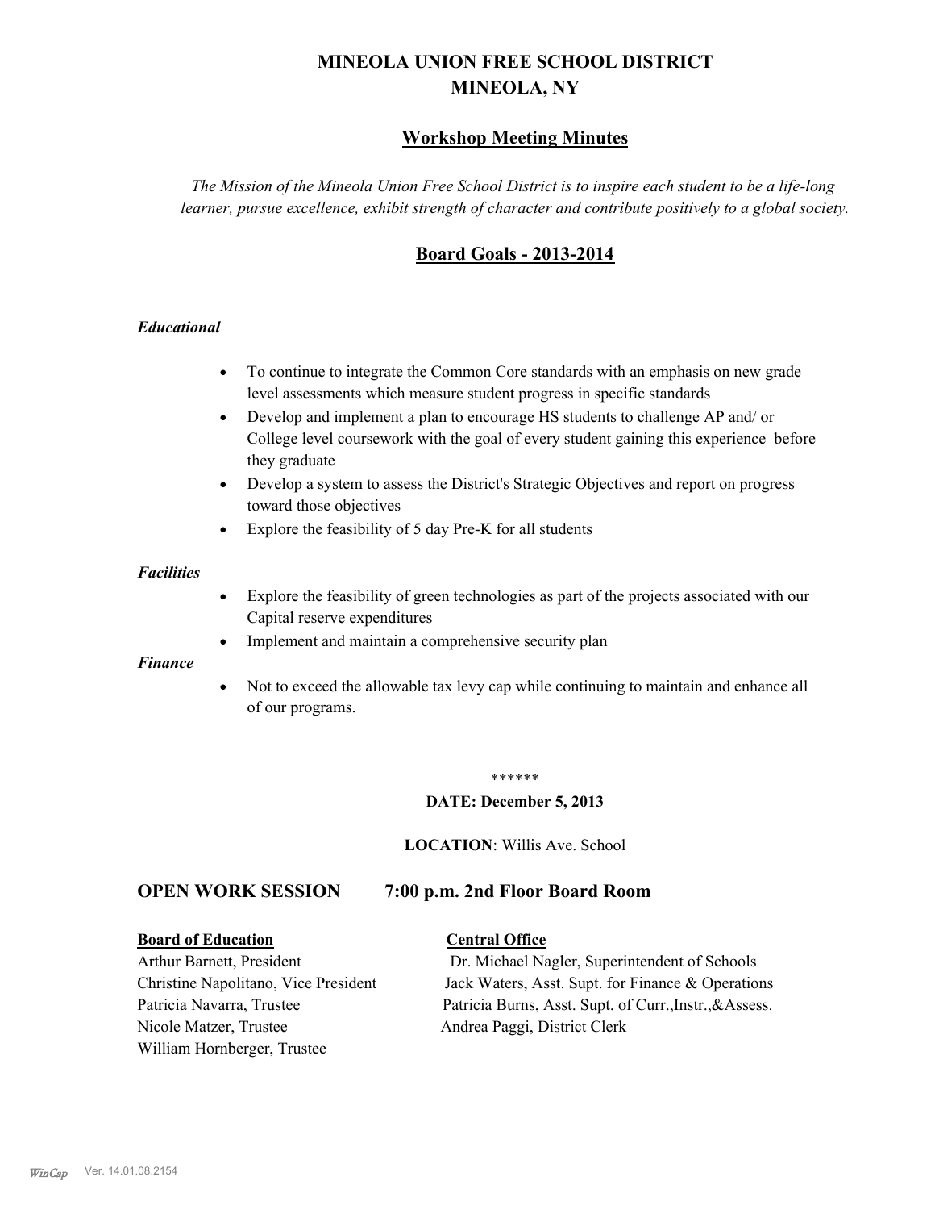# MINEOLA UNION FREE SCHOOL DISTRICT
# MINEOLA, NY

## Workshop Meeting Minutes

*The Mission of the Mineola Union Free School District is to inspire each student to be a life-long learner, pursue excellence, exhibit strength of character and contribute positively to a global society.*

## Board Goals - 2013-2014

### *Educational*

- To continue to integrate the Common Core standards with an emphasis on new grade level assessments which measure student progress in specific standards
- Develop and implement a plan to encourage HS students to challenge AP and/ or College level coursework with the goal of every student gaining this experience before they graduate
- Develop a system to assess the District's Strategic Objectives and report on progress toward those objectives
- Explore the feasibility of 5 day Pre-K for all students

### *Facilities*

- Explore the feasibility of green technologies as part of the projects associated with our Capital reserve expenditures
- Implement and maintain a comprehensive security plan

### *Finance*

- Not to exceed the allowable tax levy cap while continuing to maintain and enhance all of our programs.

******

**DATE: December 5, 2013**

**LOCATION**: Willis Ave. School

## OPEN WORK SESSION 7:00 p.m. 2nd Floor Board Room

| **Board of Education** | **Central Office** |
|---|---|
| Arthur Barnett, President | Dr. Michael Nagler, Superintendent of Schools |
| Christine Napolitano, Vice President | Jack Waters, Asst. Supt. for Finance & Operations |
| Patricia Navarra, Trustee | Patricia Burns, Asst. Supt. of Curr.,Instr.,&Assess. |
| Nicole Matzer, Trustee | Andrea Paggi, District Clerk |
| William Hornberger, Trustee | |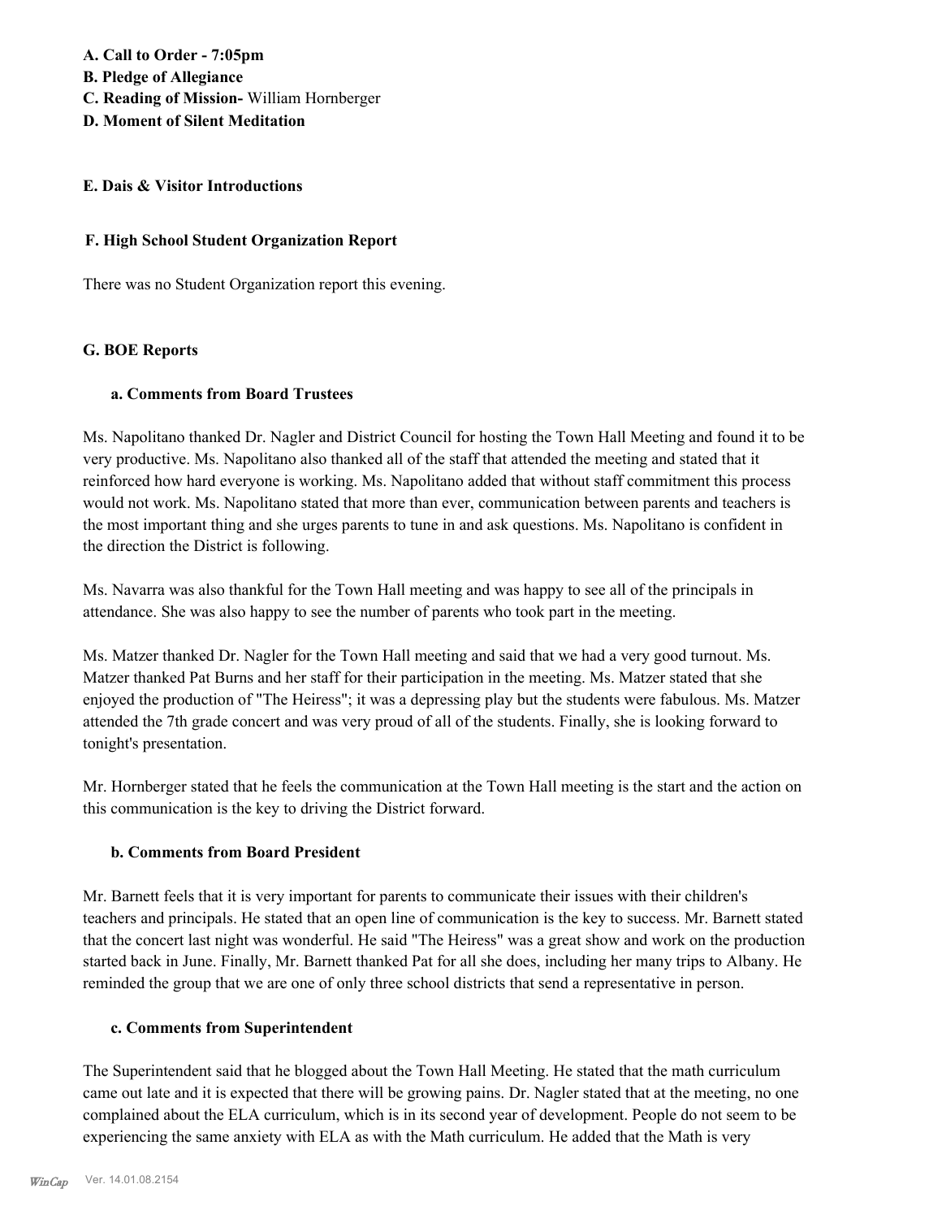**A. Call to Order - 7:05pm**

**B. Pledge of Allegiance**

**C. Reading of Mission-** William Hornberger

**D. Moment of Silent Meditation**

**E. Dais & Visitor Introductions**

**F. High School Student Organization Report**

There was no Student Organization report this evening.

**G. BOE Reports**

**a. Comments from Board Trustees**

Ms. Napolitano thanked Dr. Nagler and District Council for hosting the Town Hall Meeting and found it to be very productive. Ms. Napolitano also thanked all of the staff that attended the meeting and stated that it reinforced how hard everyone is working. Ms. Napolitano added that without staff commitment this process would not work. Ms. Napolitano stated that more than ever, communication between parents and teachers is the most important thing and she urges parents to tune in and ask questions. Ms. Napolitano is confident in the direction the District is following.

Ms. Navarra was also thankful for the Town Hall meeting and was happy to see all of the principals in attendance. She was also happy to see the number of parents who took part in the meeting.

Ms. Matzer thanked Dr. Nagler for the Town Hall meeting and said that we had a very good turnout. Ms. Matzer thanked Pat Burns and her staff for their participation in the meeting. Ms. Matzer stated that she enjoyed the production of "The Heiress"; it was a depressing play but the students were fabulous. Ms. Matzer attended the 7th grade concert and was very proud of all of the students. Finally, she is looking forward to tonight's presentation.

Mr. Hornberger stated that he feels the communication at the Town Hall meeting is the start and the action on this communication is the key to driving the District forward.

**b. Comments from Board President**

Mr. Barnett feels that it is very important for parents to communicate their issues with their children's teachers and principals. He stated that an open line of communication is the key to success. Mr. Barnett stated that the concert last night was wonderful. He said "The Heiress" was a great show and work on the production started back in June. Finally, Mr. Barnett thanked Pat for all she does, including her many trips to Albany. He reminded the group that we are one of only three school districts that send a representative in person.

**c. Comments from Superintendent**

The Superintendent said that he blogged about the Town Hall Meeting. He stated that the math curriculum came out late and it is expected that there will be growing pains. Dr. Nagler stated that at the meeting, no one complained about the ELA curriculum, which is in its second year of development. People do not seem to be experiencing the same anxiety with ELA as with the Math curriculum. He added that the Math is very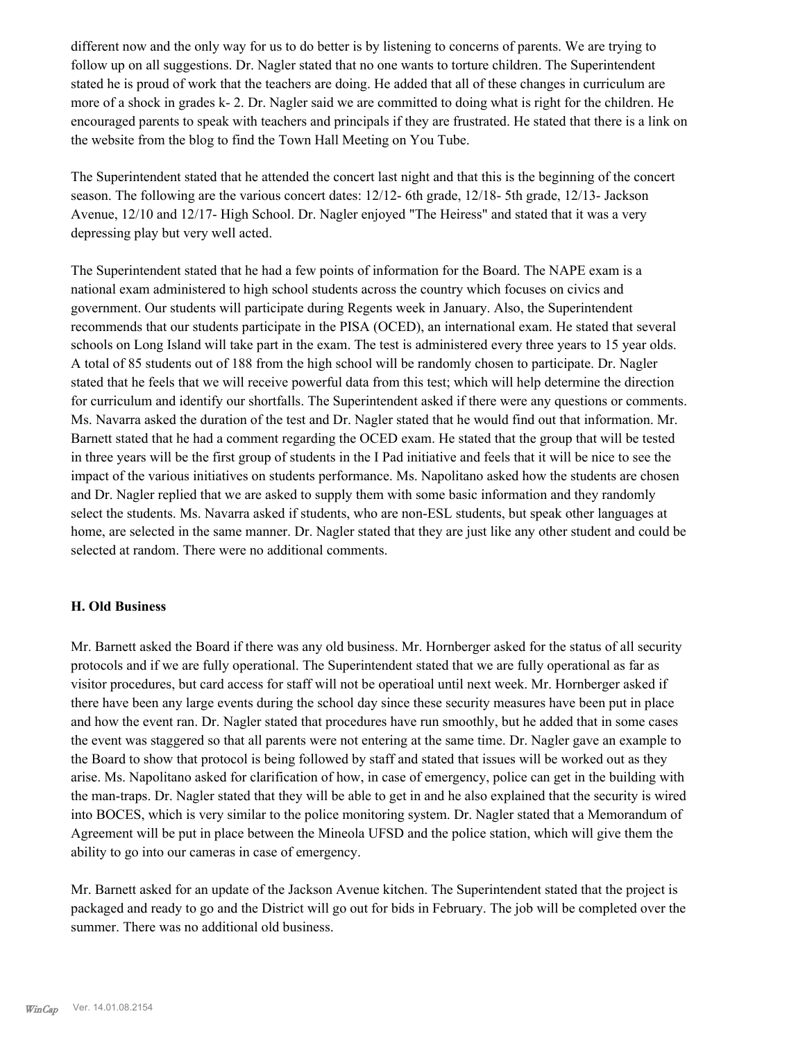different now and the only way for us to do better is by listening to concerns of parents. We are trying to follow up on all suggestions. Dr. Nagler stated that no one wants to torture children. The Superintendent stated he is proud of work that the teachers are doing. He added that all of these changes in curriculum are more of a shock in grades k- 2. Dr. Nagler said we are committed to doing what is right for the children. He encouraged parents to speak with teachers and principals if they are frustrated. He stated that there is a link on the website from the blog to find the Town Hall Meeting on You Tube.

The Superintendent stated that he attended the concert last night and that this is the beginning of the concert season. The following are the various concert dates: 12/12- 6th grade, 12/18- 5th grade, 12/13- Jackson Avenue, 12/10 and 12/17- High School. Dr. Nagler enjoyed "The Heiress" and stated that it was a very depressing play but very well acted.

The Superintendent stated that he had a few points of information for the Board. The NAPE exam is a national exam administered to high school students across the country which focuses on civics and government. Our students will participate during Regents week in January. Also, the Superintendent recommends that our students participate in the PISA (OCED), an international exam. He stated that several schools on Long Island will take part in the exam. The test is administered every three years to 15 year olds. A total of 85 students out of 188 from the high school will be randomly chosen to participate. Dr. Nagler stated that he feels that we will receive powerful data from this test; which will help determine the direction for curriculum and identify our shortfalls. The Superintendent asked if there were any questions or comments. Ms. Navarra asked the duration of the test and Dr. Nagler stated that he would find out that information. Mr. Barnett stated that he had a comment regarding the OCED exam. He stated that the group that will be tested in three years will be the first group of students in the I Pad initiative and feels that it will be nice to see the impact of the various initiatives on students performance. Ms. Napolitano asked how the students are chosen and Dr. Nagler replied that we are asked to supply them with some basic information and they randomly select the students. Ms. Navarra asked if students, who are non-ESL students, but speak other languages at home, are selected in the same manner. Dr. Nagler stated that they are just like any other student and could be selected at random. There were no additional comments.

### H. Old Business

Mr. Barnett asked the Board if there was any old business. Mr. Hornberger asked for the status of all security protocols and if we are fully operational. The Superintendent stated that we are fully operational as far as visitor procedures, but card access for staff will not be operatioal until next week. Mr. Hornberger asked if there have been any large events during the school day since these security measures have been put in place and how the event ran. Dr. Nagler stated that procedures have run smoothly, but he added that in some cases the event was staggered so that all parents were not entering at the same time. Dr. Nagler gave an example to the Board to show that protocol is being followed by staff and stated that issues will be worked out as they arise. Ms. Napolitano asked for clarification of how, in case of emergency, police can get in the building with the man-traps. Dr. Nagler stated that they will be able to get in and he also explained that the security is wired into BOCES, which is very similar to the police monitoring system. Dr. Nagler stated that a Memorandum of Agreement will be put in place between the Mineola UFSD and the police station, which will give them the ability to go into our cameras in case of emergency.

Mr. Barnett asked for an update of the Jackson Avenue kitchen. The Superintendent stated that the project is packaged and ready to go and the District will go out for bids in February. The job will be completed over the summer. There was no additional old business.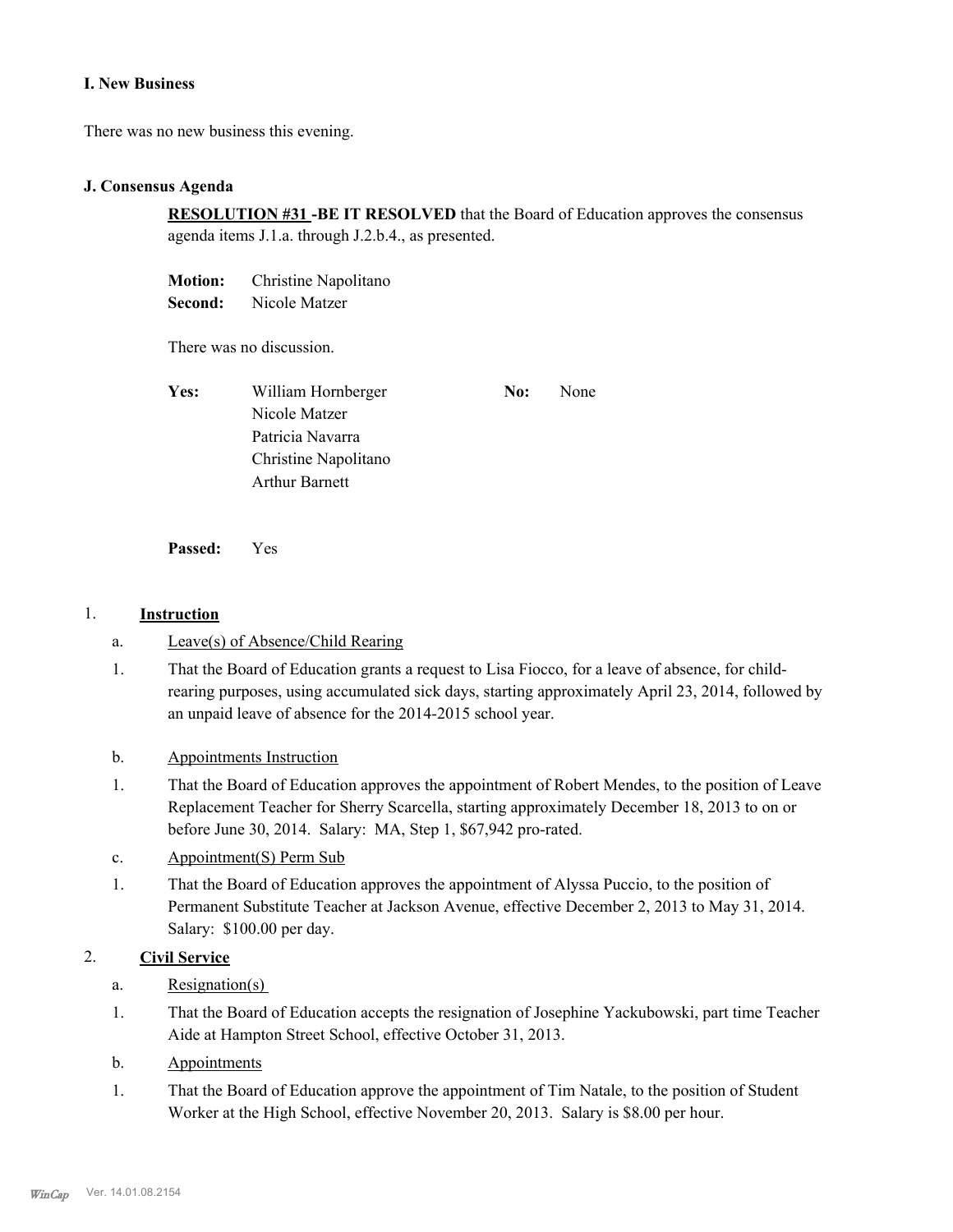### I. New Business

There was no new business this evening.

### J. Consensus Agenda

**RESOLUTION #31 -BE IT RESOLVED** that the Board of Education approves the consensus agenda items J.1.a. through J.2.b.4., as presented.

**Motion:** Christine Napolitano
**Second:** Nicole Matzer

There was no discussion.

**Yes:** William Hornberger
Nicole Matzer
Patricia Navarra
Christine Napolitano
Arthur Barnett

**No:** None

**Passed:** Yes

1. **Instruction**

   a. Leave(s) of Absence/Child Rearing

   1. That the Board of Education grants a request to Lisa Fiocco, for a leave of absence, for child-rearing purposes, using accumulated sick days, starting approximately April 23, 2014, followed by an unpaid leave of absence for the 2014-2015 school year.

   b. Appointments Instruction

   1. That the Board of Education approves the appointment of Robert Mendes, to the position of Leave Replacement Teacher for Sherry Scarcella, starting approximately December 18, 2013 to on or before June 30, 2014. Salary: MA, Step 1, $67,942 pro-rated.

   c. Appointment(S) Perm Sub

   1. That the Board of Education approves the appointment of Alyssa Puccio, to the position of Permanent Substitute Teacher at Jackson Avenue, effective December 2, 2013 to May 31, 2014. Salary: $100.00 per day.

2. **Civil Service**

   a. Resignation(s)

   1. That the Board of Education accepts the resignation of Josephine Yackubowski, part time Teacher Aide at Hampton Street School, effective October 31, 2013.

   b. Appointments

   1. That the Board of Education approve the appointment of Tim Natale, to the position of Student Worker at the High School, effective November 20, 2013. Salary is $8.00 per hour.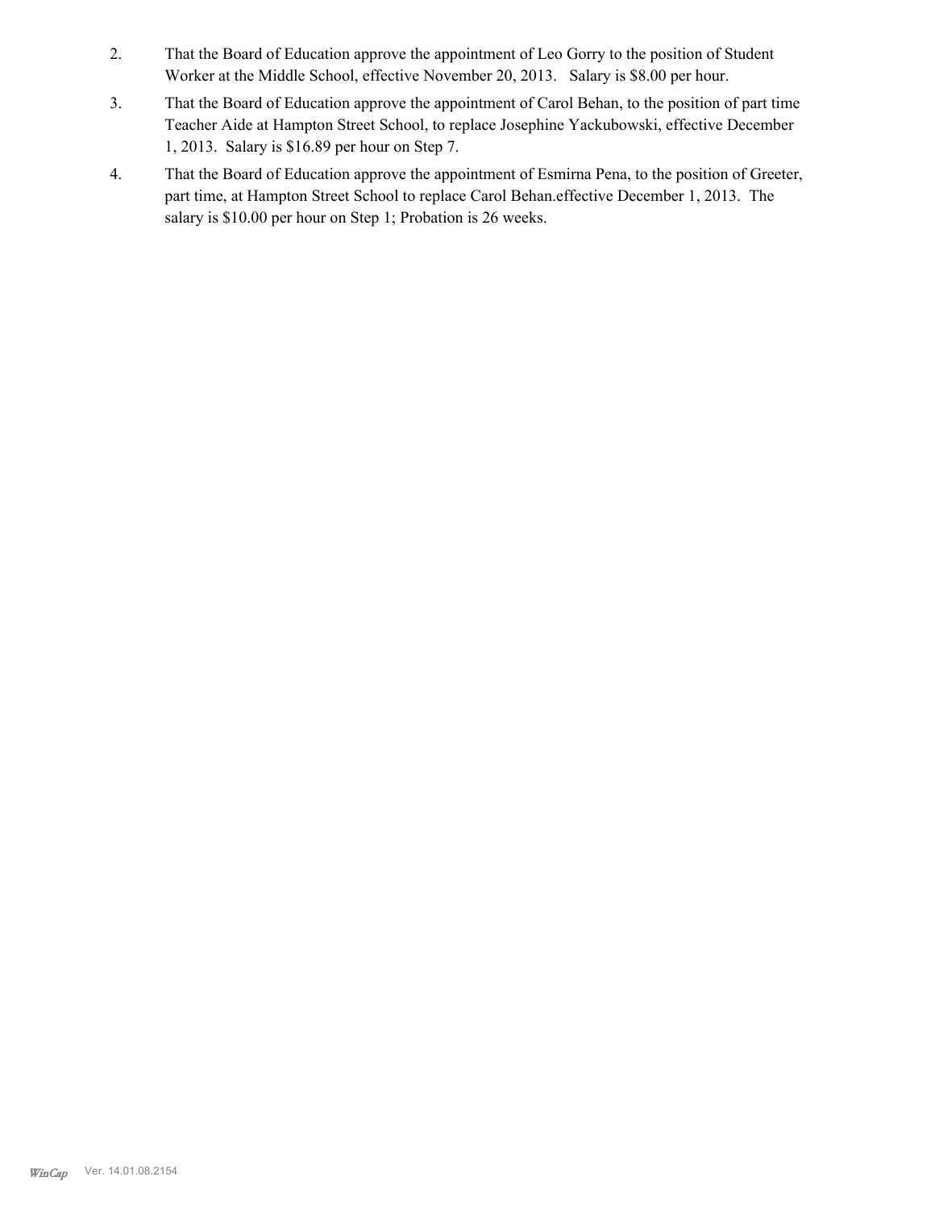2. That the Board of Education approve the appointment of Leo Gorry to the position of Student Worker at the Middle School, effective November 20, 2013. Salary is $8.00 per hour.

3. That the Board of Education approve the appointment of Carol Behan, to the position of part time Teacher Aide at Hampton Street School, to replace Josephine Yackubowski, effective December 1, 2013. Salary is $16.89 per hour on Step 7.

4. That the Board of Education approve the appointment of Esmirna Pena, to the position of Greeter, part time, at Hampton Street School to replace Carol Behan.effective December 1, 2013. The salary is $10.00 per hour on Step 1; Probation is 26 weeks.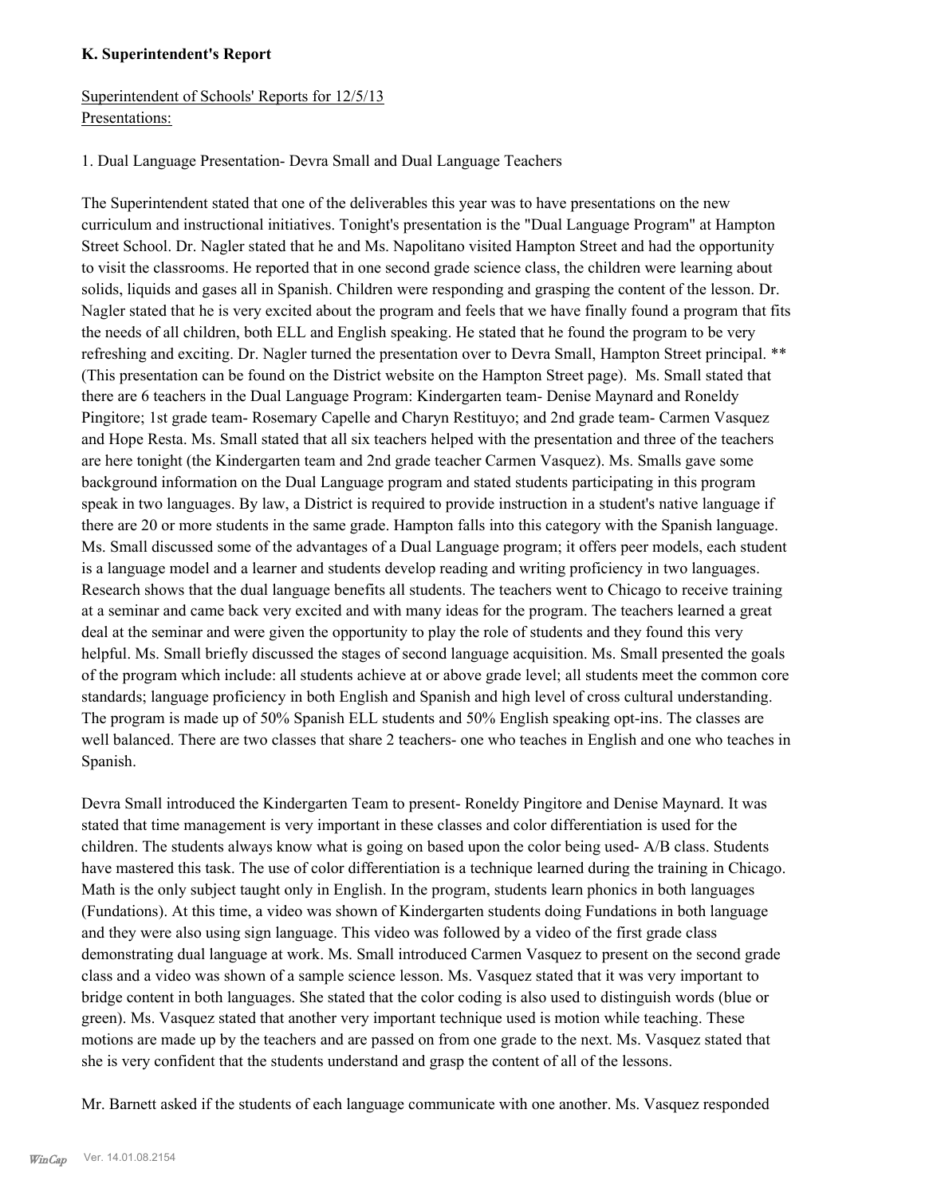**K. Superintendent's Report**

Superintendent of Schools' Reports for 12/5/13
Presentations:

1. Dual Language Presentation- Devra Small and Dual Language Teachers

The Superintendent stated that one of the deliverables this year was to have presentations on the new curriculum and instructional initiatives. Tonight's presentation is the "Dual Language Program" at Hampton Street School. Dr. Nagler stated that he and Ms. Napolitano visited Hampton Street and had the opportunity to visit the classrooms. He reported that in one second grade science class, the children were learning about solids, liquids and gases all in Spanish. Children were responding and grasping the content of the lesson. Dr. Nagler stated that he is very excited about the program and feels that we have finally found a program that fits the needs of all children, both ELL and English speaking. He stated that he found the program to be very refreshing and exciting. Dr. Nagler turned the presentation over to Devra Small, Hampton Street principal. ** (This presentation can be found on the District website on the Hampton Street page). Ms. Small stated that there are 6 teachers in the Dual Language Program: Kindergarten team- Denise Maynard and Roneldy Pingitore; 1st grade team- Rosemary Capelle and Charyn Restituyo; and 2nd grade team- Carmen Vasquez and Hope Resta. Ms. Small stated that all six teachers helped with the presentation and three of the teachers are here tonight (the Kindergarten team and 2nd grade teacher Carmen Vasquez). Ms. Smalls gave some background information on the Dual Language program and stated students participating in this program speak in two languages. By law, a District is required to provide instruction in a student's native language if there are 20 or more students in the same grade. Hampton falls into this category with the Spanish language. Ms. Small discussed some of the advantages of a Dual Language program; it offers peer models, each student is a language model and a learner and students develop reading and writing proficiency in two languages. Research shows that the dual language benefits all students. The teachers went to Chicago to receive training at a seminar and came back very excited and with many ideas for the program. The teachers learned a great deal at the seminar and were given the opportunity to play the role of students and they found this very helpful. Ms. Small briefly discussed the stages of second language acquisition. Ms. Small presented the goals of the program which include: all students achieve at or above grade level; all students meet the common core standards; language proficiency in both English and Spanish and high level of cross cultural understanding. The program is made up of 50% Spanish ELL students and 50% English speaking opt-ins. The classes are well balanced. There are two classes that share 2 teachers- one who teaches in English and one who teaches in Spanish.

Devra Small introduced the Kindergarten Team to present- Roneldy Pingitore and Denise Maynard. It was stated that time management is very important in these classes and color differentiation is used for the children. The students always know what is going on based upon the color being used- A/B class. Students have mastered this task. The use of color differentiation is a technique learned during the training in Chicago. Math is the only subject taught only in English. In the program, students learn phonics in both languages (Fundations). At this time, a video was shown of Kindergarten students doing Fundations in both language and they were also using sign language. This video was followed by a video of the first grade class demonstrating dual language at work. Ms. Small introduced Carmen Vasquez to present on the second grade class and a video was shown of a sample science lesson. Ms. Vasquez stated that it was very important to bridge content in both languages. She stated that the color coding is also used to distinguish words (blue or green). Ms. Vasquez stated that another very important technique used is motion while teaching. These motions are made up by the teachers and are passed on from one grade to the next. Ms. Vasquez stated that she is very confident that the students understand and grasp the content of all of the lessons.

Mr. Barnett asked if the students of each language communicate with one another. Ms. Vasquez responded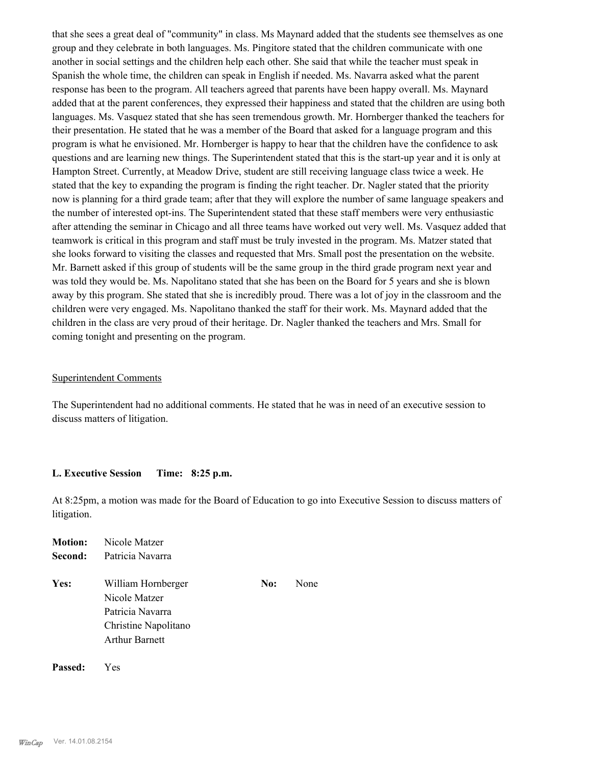that she sees a great deal of "community" in class. Ms Maynard added that the students see themselves as one group and they celebrate in both languages. Ms. Pingitore stated that the children communicate with one another in social settings and the children help each other. She said that while the teacher must speak in Spanish the whole time, the children can speak in English if needed. Ms. Navarra asked what the parent response has been to the program. All teachers agreed that parents have been happy overall. Ms. Maynard added that at the parent conferences, they expressed their happiness and stated that the children are using both languages. Ms. Vasquez stated that she has seen tremendous growth. Mr. Hornberger thanked the teachers for their presentation. He stated that he was a member of the Board that asked for a language program and this program is what he envisioned. Mr. Hornberger is happy to hear that the children have the confidence to ask questions and are learning new things. The Superintendent stated that this is the start-up year and it is only at Hampton Street. Currently, at Meadow Drive, student are still receiving language class twice a week. He stated that the key to expanding the program is finding the right teacher. Dr. Nagler stated that the priority now is planning for a third grade team; after that they will explore the number of same language speakers and the number of interested opt-ins. The Superintendent stated that these staff members were very enthusiastic after attending the seminar in Chicago and all three teams have worked out very well. Ms. Vasquez added that teamwork is critical in this program and staff must be truly invested in the program. Ms. Matzer stated that she looks forward to visiting the classes and requested that Mrs. Small post the presentation on the website. Mr. Barnett asked if this group of students will be the same group in the third grade program next year and was told they would be. Ms. Napolitano stated that she has been on the Board for 5 years and she is blown away by this program. She stated that she is incredibly proud. There was a lot of joy in the classroom and the children were very engaged. Ms. Napolitano thanked the staff for their work. Ms. Maynard added that the children in the class are very proud of their heritage. Dr. Nagler thanked the teachers and Mrs. Small for coming tonight and presenting on the program.

Superintendent Comments

The Superintendent had no additional comments. He stated that he was in need of an executive session to discuss matters of litigation.

**L. Executive Session Time: 8:25 p.m.**

At 8:25pm, a motion was made for the Board of Education to go into Executive Session to discuss matters of litigation.

**Motion:** Nicole Matzer
**Second:** Patricia Navarra

**Yes:** William Hornberger
Nicole Matzer
Patricia Navarra
Christine Napolitano
Arthur Barnett

**No:** None

**Passed:** Yes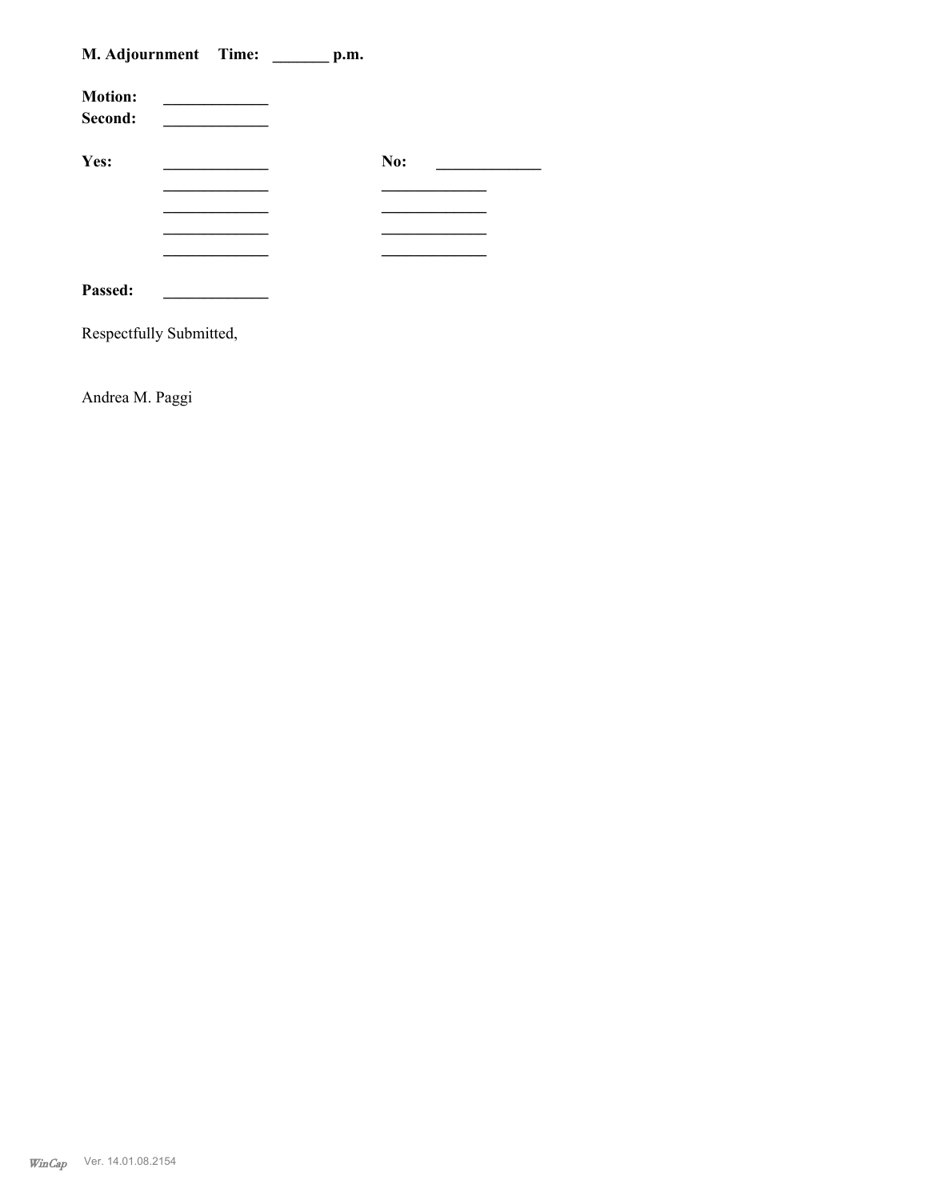**M. Adjournment Time: _______ p.m.**

**Motion:** _____________
**Second:** _____________

| | | | |
|---|---|---|---|
| **Yes:** | _____________ | **No:** | _____________ |
| | _____________ | | _____________ |
| | _____________ | | _____________ |
| | _____________ | | _____________ |
| | _____________ | | _____________ |

**Passed:** _____________

Respectfully Submitted,

Andrea M. Paggi

WinCap Ver. 14.01.08.2154